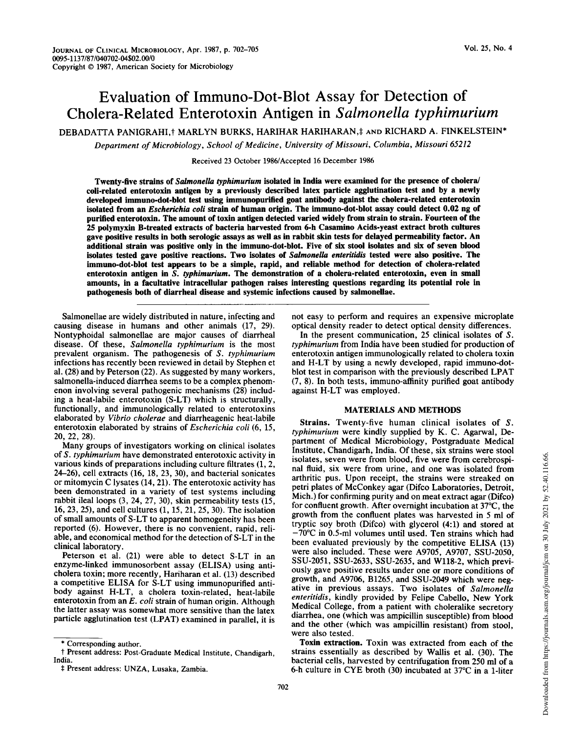# Evaluation of Immuno-Dot-Blot Assay for Detection of Cholera-Related Enterotoxin Antigen in *Salmonella typhimurium*

DEBADATTA PANIGRAHI,† MARLYN BURKS, HARIHAR HARIHARAN,‡ AND RICHARD A. FINKELSTEIN*

*Department of Microbiology, School of Medicine, University of Missouri, Columbia, Missouri 65212*

Received 23 October 1986/Accepted 16 December 1986

**Twenty-five strains of *Salmonella typhimurium* isolated in India were examined for the presence of cholera/coli-related enterotoxin antigen by a previously described latex particle agglutination test and by a newly developed immuno-dot-blot test using immunopurified goat antibody against the cholera-related enterotoxin isolated from an *Escherichia coli* strain of human origin. The immuno-dot-blot assay could detect 0.02 ng of purified enterotoxin. The amount of toxin antigen detected varied widely from strain to strain. Fourteen of the 25 polymyxin B-treated extracts of bacteria harvested from 6-h Casamino Acids-yeast extract broth cultures gave positive results in both serologic assays as well as in rabbit skin tests for delayed permeability factor. An additional strain was positive only in the immuno-dot-blot. Five of six stool isolates and six of seven blood isolates tested gave positive reactions. Two isolates of *Salmonella enteritidis* tested were also positive. The immuno-dot-blot test appears to be a simple, rapid, and reliable method for detection of cholera-related enterotoxin antigen in *S. typhimurium*. The demonstration of a cholera-related enterotoxin, even in small amounts, in a facultative intracellular pathogen raises interesting questions regarding its potential role in pathogenesis both of diarrheal disease and systemic infections caused by salmonellae.**

Salmonellae are widely distributed in nature, infecting and causing disease in humans and other animals (17, 29). Nontyphoidal salmonellae are major causes of diarrheal disease. Of these, *Salmonella typhimurium* is the most prevalent organism. The pathogenesis of *S. typhimurium* infections has recently been reviewed in detail by Stephen et al. (28) and by Peterson (22). As suggested by many workers, salmonella-induced diarrhea seems to be a complex phenomenon involving several pathogenic mechanisms (28) including a heat-labile enterotoxin (S-LT) which is structurally, functionally, and immunologically related to enterotoxins elaborated by *Vibrio cholerae* and diarrheagenic heat-labile enterotoxin elaborated by strains of *Escherichia coli* (6, 15, 20, 22, 28).

Many groups of investigators working on clinical isolates of *S. typhimurium* have demonstrated enterotoxic activity in various kinds of preparations including culture filtrates (1, 2, 24–26), cell extracts (16, 18, 23, 30), and bacterial sonicates or mitomycin C lysates (14, 21). The enterotoxic activity has been demonstrated in a variety of test systems including rabbit ileal loops (3, 24, 27, 30), skin permeability tests (15, 16, 23, 25), and cell cultures (1, 15, 21, 25, 30). The isolation of small amounts of S-LT to apparent homogeneity has been reported (6). However, there is no convenient, rapid, reliable, and economical method for the detection of S-LT in the clinical laboratory.

Peterson et al. (21) were able to detect S-LT in an enzyme-linked immunosorbent assay (ELISA) using anticholera toxin; more recently, Hariharan et al. (13) described a competitive ELISA for S-LT using immunopurified antibody against H-LT, a cholera toxin-related, heat-labile enterotoxin from an *E. coli* strain of human origin. Although the latter assay was somewhat more sensitive than the latex particle agglutination test (LPAT) examined in parallel, it is not easy to perform and requires an expensive microplate optical density reader to detect optical density differences.

In the present communication, 25 clinical isolates of *S. typhimurium* from India have been studied for production of enterotoxin antigen immunologically related to cholera toxin and H-LT by using a newly developed, rapid immuno-dot-blot test in comparison with the previously described LPAT (7, 8). In both tests, immuno-affinity purified goat antibody against H-LT was employed.

## MATERIALS AND METHODS

**Strains.** Twenty-five human clinical isolates of *S. typhimurium* were kindly supplied by K. C. Agarwal, Department of Medical Microbiology, Postgraduate Medical Institute, Chandigarh, India. Of these, six strains were stool isolates, seven were from blood, five were from cerebrospinal fluid, six were from urine, and one was isolated from arthritic pus. Upon receipt, the strains were streaked on petri plates of McConkey agar (Difco Laboratories, Detroit, Mich.) for confirming purity and on meat extract agar (Difco) for confluent growth. After overnight incubation at 37°C, the growth from the confluent plates was harvested in 5 ml of tryptic soy broth (Difco) with glycerol (4:1) and stored at −70°C in 0.5-ml volumes until used. Ten strains which had been evaluated previously by the competitive ELISA (13) were also included. These were A9705, A9707, SSU-2050, SSU-2051, SSU-2633, SSU-2635, and W118-2, which previously gave positive results under one or more conditions of growth, and A9706, B1265, and SSU-2049 which were negative in previous assays. Two isolates of *Salmonella enteritidis*, kindly provided by Felipe Cabello, New York Medical College, from a patient with choleralike secretory diarrhea, one (which was ampicillin susceptible) from blood and the other (which was ampicillin resistant) from stool, were also tested.

**Toxin extraction.** Toxin was extracted from each of the strains essentially as described by Wallis et al. (30). The bacterial cells, harvested by centrifugation from 250 ml of a 6-h culture in CYE broth (30) incubated at 37°C in a 1-liter

---

\* Corresponding author.

† Present address: Post-Graduate Medical Institute, Chandigarh, India.

‡ Present address: UNZA, Lusaka, Zambia.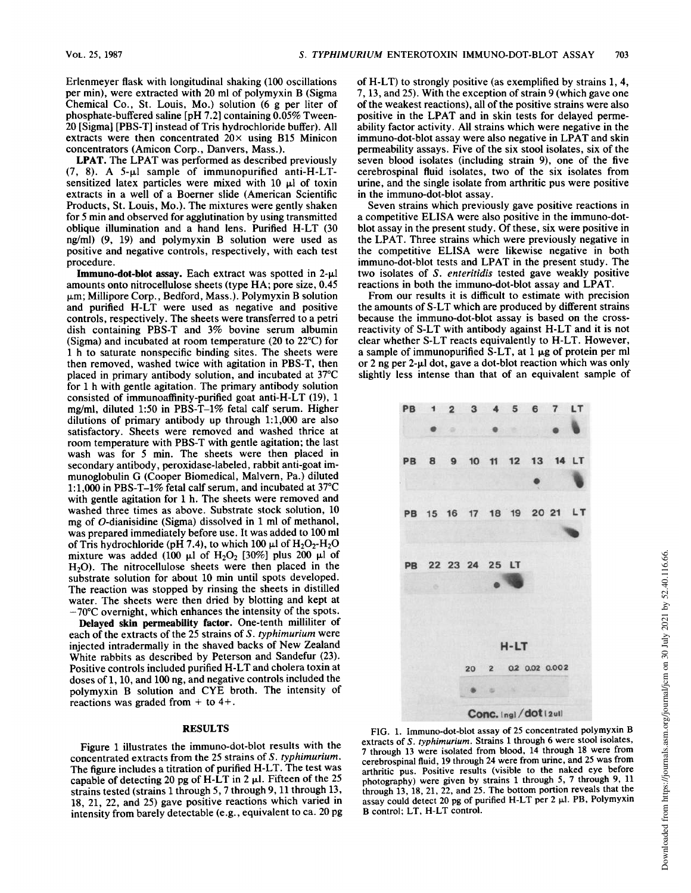Erlenmeyer flask with longitudinal shaking (100 oscillations per min), were extracted with 20 ml of polymyxin B (Sigma Chemical Co., St. Louis, Mo.) solution (6 g per liter of phosphate-buffered saline [pH 7.2] containing 0.05% Tween-20 [Sigma] [PBS-T] instead of Tris hydrochloride buffer). All extracts were then concentrated 20× using B15 Minicon concentrators (Amicon Corp., Danvers, Mass.).

**LPAT.** The LPAT was performed as described previously (7, 8). A 5-μl sample of immunopurified anti-H-LT-sensitized latex particles were mixed with 10 μl of toxin extracts in a well of a Boerner slide (American Scientific Products, St. Louis, Mo.). The mixtures were gently shaken for 5 min and observed for agglutination by using transmitted oblique illumination and a hand lens. Purified H-LT (30 ng/ml) (9, 19) and polymyxin B solution were used as positive and negative controls, respectively, with each test procedure.

**Immuno-dot-blot assay.** Each extract was spotted in 2-μl amounts onto nitrocellulose sheets (type HA; pore size, 0.45 μm; Millipore Corp., Bedford, Mass.). Polymyxin B solution and purified H-LT were used as negative and positive controls, respectively. The sheets were transferred to a petri dish containing PBS-T and 3% bovine serum albumin (Sigma) and incubated at room temperature (20 to 22°C) for 1 h to saturate nonspecific binding sites. The sheets were then removed, washed twice with agitation in PBS-T, then placed in primary antibody solution, and incubated at 37°C for 1 h with gentle agitation. The primary antibody solution consisted of immunoaffinity-purified goat anti-H-LT (19), 1 mg/ml, diluted 1:50 in PBS-T–1% fetal calf serum. Higher dilutions of primary antibody up through 1:1,000 are also satisfactory. Sheets were removed and washed thrice at room temperature with PBS-T with gentle agitation; the last wash was for 5 min. The sheets were then placed in secondary antibody, peroxidase-labeled, rabbit anti-goat immunoglobulin G (Cooper Biomedical, Malvern, Pa.) diluted 1:1,000 in PBS-T–1% fetal calf serum, and incubated at 37°C with gentle agitation for 1 h. The sheets were removed and washed three times as above. Substrate stock solution, 10 mg of *O*-dianisidine (Sigma) dissolved in 1 ml of methanol, was prepared immediately before use. It was added to 100 ml of Tris hydrochloride (pH 7.4), to which 100 μl of $H_2O_2$-$H_2O$ mixture was added (100 μl of $H_2O_2$ [30%] plus 200 μl of $H_2O$). The nitrocellulose sheets were then placed in the substrate solution for about 10 min until spots developed. The reaction was stopped by rinsing the sheets in distilled water. The sheets were then dried by blotting and kept at −70°C overnight, which enhances the intensity of the spots.

**Delayed skin permeability factor.** One-tenth milliliter of each of the extracts of the 25 strains of *S. typhimurium* were injected intradermally in the shaved backs of New Zealand White rabbits as described by Peterson and Sandefur (23). Positive controls included purified H-LT and cholera toxin at doses of 1, 10, and 100 ng, and negative controls included the polymyxin B solution and CYE broth. The intensity of reactions was graded from + to 4+.

## RESULTS

Figure 1 illustrates the immuno-dot-blot results with the concentrated extracts from the 25 strains of *S. typhimurium*. The figure includes a titration of purified H-LT. The test was capable of detecting 20 pg of H-LT in 2 μl. Fifteen of the 25 strains tested (strains 1 through 5, 7 through 9, 11 through 13, 18, 21, 22, and 25) gave positive reactions which varied in intensity from barely detectable (e.g., equivalent to ca. 20 pg of H-LT) to strongly positive (as exemplified by strains 1, 4, 7, 13, and 25). With the exception of strain 9 (which gave one of the weakest reactions), all of the positive strains were also positive in the LPAT and in skin tests for delayed permeability factor activity. All strains which were negative in the immuno-dot-blot assay were also negative in LPAT and skin permeability assays. Five of the six stool isolates, six of the seven blood isolates (including strain 9), one of the five cerebrospinal fluid isolates, two of the six isolates from urine, and the single isolate from arthritic pus were positive in the immuno-dot-blot assay.

Seven strains which previously gave positive reactions in a competitive ELISA were also positive in the immuno-dot-blot assay in the present study. Of these, six were positive in the LPAT. Three strains which were previously negative in the competitive ELISA were likewise negative in both immuno-dot-blot tests and LPAT in the present study. The two isolates of *S. enteritidis* tested gave weakly positive reactions in both the immuno-dot-blot assay and LPAT.

From our results it is difficult to estimate with precision the amounts of S-LT which are produced by different strains because the immuno-dot-blot assay is based on the cross-reactivity of S-LT with antibody against H-LT and it is not clear whether S-LT reacts equivalently to H-LT. However, a sample of immunopurified S-LT, at 1 μg of protein per ml or 2 ng per 2-μl dot, gave a dot-blot reaction which was only slightly less intense than that of an equivalent sample of

FIG. 1. Immuno-dot-blot assay of 25 concentrated polymyxin B extracts of *S. typhimurium*. Strains 1 through 6 were stool isolates, 7 through 13 were isolated from blood, 14 through 18 were from cerebrospinal fluid, 19 through 24 were from urine, and 25 was from arthritic pus. Positive results (visible to the naked eye before photography) were given by strains 1 through 5, 7 through 9, 11 through 13, 18, 21, 22, and 25. The bottom portion reveals that the assay could detect 20 pg of purified H-LT per 2 μl. PB, Polymyxin B control; LT, H-LT control.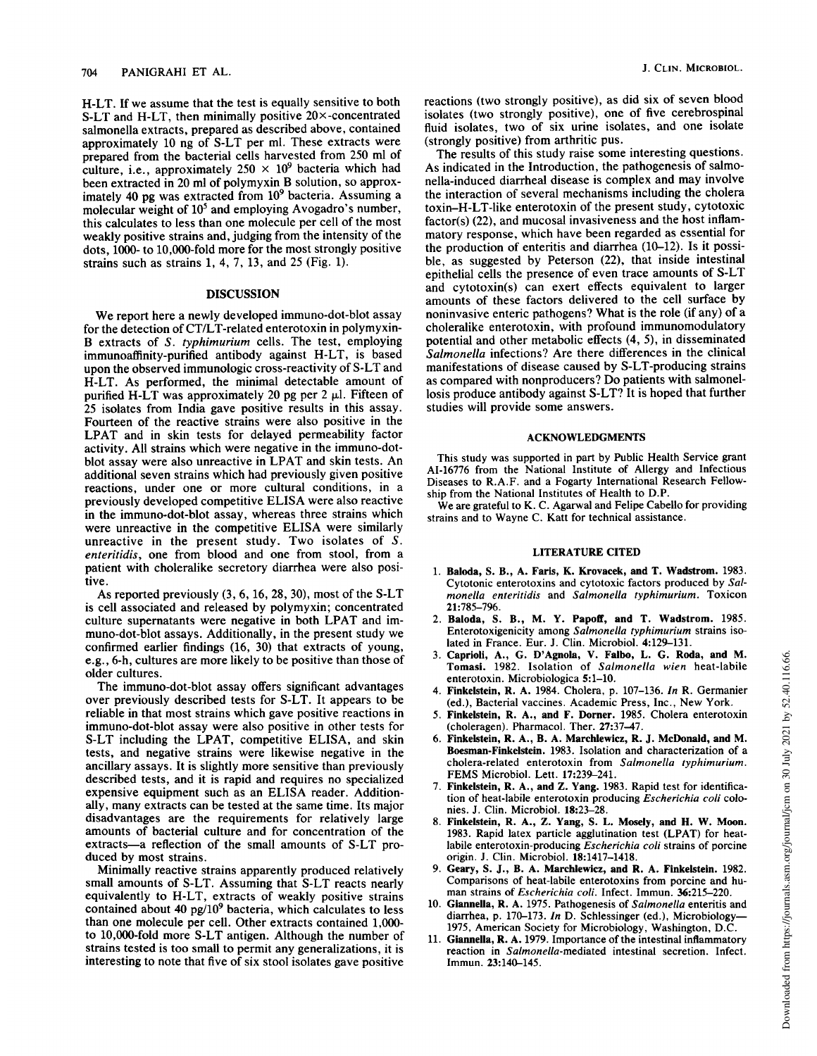H-LT. If we assume that the test is equally sensitive to both S-LT and H-LT, then minimally positive 20×-concentrated salmonella extracts, prepared as described above, contained approximately 10 ng of S-LT per ml. These extracts were prepared from the bacterial cells harvested from 250 ml of culture, i.e., approximately $250 \times 10^9$ bacteria which had been extracted in 20 ml of polymyxin B solution, so approximately 40 pg was extracted from $10^9$ bacteria. Assuming a molecular weight of $10^5$ and employing Avogadro's number, this calculates to less than one molecule per cell of the most weakly positive strains and, judging from the intensity of the dots, 1000- to 10,000-fold more for the most strongly positive strains such as strains 1, 4, 7, 13, and 25 (Fig. 1).

## DISCUSSION

We report here a newly developed immuno-dot-blot assay for the detection of CT/LT-related enterotoxin in polymyxin-B extracts of *S. typhimurium* cells. The test, employing immunoaffinity-purified antibody against H-LT, is based upon the observed immunologic cross-reactivity of S-LT and H-LT. As performed, the minimal detectable amount of purified H-LT was approximately 20 pg per 2 μl. Fifteen of 25 isolates from India gave positive results in this assay. Fourteen of the reactive strains were also positive in the LPAT and in skin tests for delayed permeability factor activity. All strains which were negative in the immuno-dot-blot assay were also unreactive in LPAT and skin tests. An additional seven strains which had previously given positive reactions, under one or more cultural conditions, in a previously developed competitive ELISA were also reactive in the immuno-dot-blot assay, whereas three strains which were unreactive in the competitive ELISA were similarly unreactive in the present study. Two isolates of *S. enteritidis*, one from blood and one from stool, from a patient with choleralike secretory diarrhea were also positive.

As reported previously (3, 6, 16, 28, 30), most of the S-LT is cell associated and released by polymyxin; concentrated culture supernatants were negative in both LPAT and immuno-dot-blot assays. Additionally, in the present study we confirmed earlier findings (16, 30) that extracts of young, e.g., 6-h, cultures are more likely to be positive than those of older cultures.

The immuno-dot-blot assay offers significant advantages over previously described tests for S-LT. It appears to be reliable in that most strains which gave positive reactions in immuno-dot-blot assay were also positive in other tests for S-LT including the LPAT, competitive ELISA, and skin tests, and negative strains were likewise negative in the ancillary assays. It is slightly more sensitive than previously described tests, and it is rapid and requires no specialized expensive equipment such as an ELISA reader. Additionally, many extracts can be tested at the same time. Its major disadvantages are the requirements for relatively large amounts of bacterial culture and for concentration of the extracts—a reflection of the small amounts of S-LT produced by most strains.

Minimally reactive strains apparently produced relatively small amounts of S-LT. Assuming that S-LT reacts nearly equivalently to H-LT, extracts of weakly positive strains contained about 40 pg/$10^9$ bacteria, which calculates to less than one molecule per cell. Other extracts contained 1,000- to 10,000-fold more S-LT antigen. Although the number of strains tested is too small to permit any generalizations, it is interesting to note that five of six stool isolates gave positive reactions (two strongly positive), as did six of seven blood isolates (two strongly positive), one of five cerebrospinal fluid isolates, two of six urine isolates, and one isolate (strongly positive) from arthritic pus.

The results of this study raise some interesting questions. As indicated in the Introduction, the pathogenesis of salmonella-induced diarrheal disease is complex and may involve the interaction of several mechanisms including the cholera toxin–H-LT-like enterotoxin of the present study, cytotoxic factor(s) (22), and mucosal invasiveness and the host inflammatory response, which have been regarded as essential for the production of enteritis and diarrhea (10–12). Is it possible, as suggested by Peterson (22), that inside intestinal epithelial cells the presence of even trace amounts of S-LT and cytotoxin(s) can exert effects equivalent to larger amounts of these factors delivered to the cell surface by noninvasive enteric pathogens? What is the role (if any) of a choleralike enterotoxin, with profound immunomodulatory potential and other metabolic effects (4, 5), in disseminated *Salmonella* infections? Are there differences in the clinical manifestations of disease caused by S-LT-producing strains as compared with nonproducers? Do patients with salmonellosis produce antibody against S-LT? It is hoped that further studies will provide some answers.

## ACKNOWLEDGMENTS

This study was supported in part by Public Health Service grant AI-16776 from the National Institute of Allergy and Infectious Diseases to R.A.F. and a Fogarty International Research Fellowship from the National Institutes of Health to D.P.

We are grateful to K. C. Agarwal and Felipe Cabello for providing strains and to Wayne C. Katt for technical assistance.

## LITERATURE CITED

1. **Baloda, S. B., A. Faris, K. Krovacek, and T. Wadstrom.** 1983. Cytotonic enterotoxins and cytotoxic factors produced by *Salmonella enteritidis* and *Salmonella typhimurium*. Toxicon 21:785–796.
2. **Baloda, S. B., M. Y. Papoff, and T. Wadstrom.** 1985. Enterotoxigenicity among *Salmonella typhimurium* strains isolated in France. Eur. J. Clin. Microbiol. 4:129–131.
3. **Caprioli, A., G. D'Agnola, V. Falbo, L. G. Roda, and M. Tomasi.** 1982. Isolation of *Salmonella wien* heat-labile enterotoxin. Microbiologica 5:1–10.
4. **Finkelstein, R. A.** 1984. Cholera, p. 107–136. *In* R. Germanier (ed.), Bacterial vaccines. Academic Press, Inc., New York.
5. **Finkelstein, R. A., and F. Dorner.** 1985. Cholera enterotoxin (choleragen). Pharmacol. Ther. 27:37–47.
6. **Finkelstein, R. A., B. A. Marchlewicz, R. J. McDonald, and M. Boesman-Finkelstein.** 1983. Isolation and characterization of a cholera-related enterotoxin from *Salmonella typhimurium*. FEMS Microbiol. Lett. 17:239–241.
7. **Finkelstein, R. A., and Z. Yang.** 1983. Rapid test for identification of heat-labile enterotoxin producing *Escherichia coli* colonies. J. Clin. Microbiol. 18:23–28.
8. **Finkelstein, R. A., Z. Yang, S. L. Mosely, and H. W. Moon.** 1983. Rapid latex particle agglutination test (LPAT) for heat-labile enterotoxin-producing *Escherichia coli* strains of porcine origin. J. Clin. Microbiol. 18:1417–1418.
9. **Geary, S. J., B. A. Marchlewicz, and R. A. Finkelstein.** 1982. Comparisons of heat-labile enterotoxins from porcine and human strains of *Escherichia coli*. Infect. Immun. 36:215–220.
10. **Giannella, R. A.** 1975. Pathogenesis of *Salmonella* enteritis and diarrhea, p. 170–173. *In* D. Schlessinger (ed.), Microbiology—1975, American Society for Microbiology, Washington, D.C.
11. **Giannella, R. A.** 1979. Importance of the intestinal inflammatory reaction in *Salmonella*-mediated intestinal secretion. Infect. Immun. 23:140–145.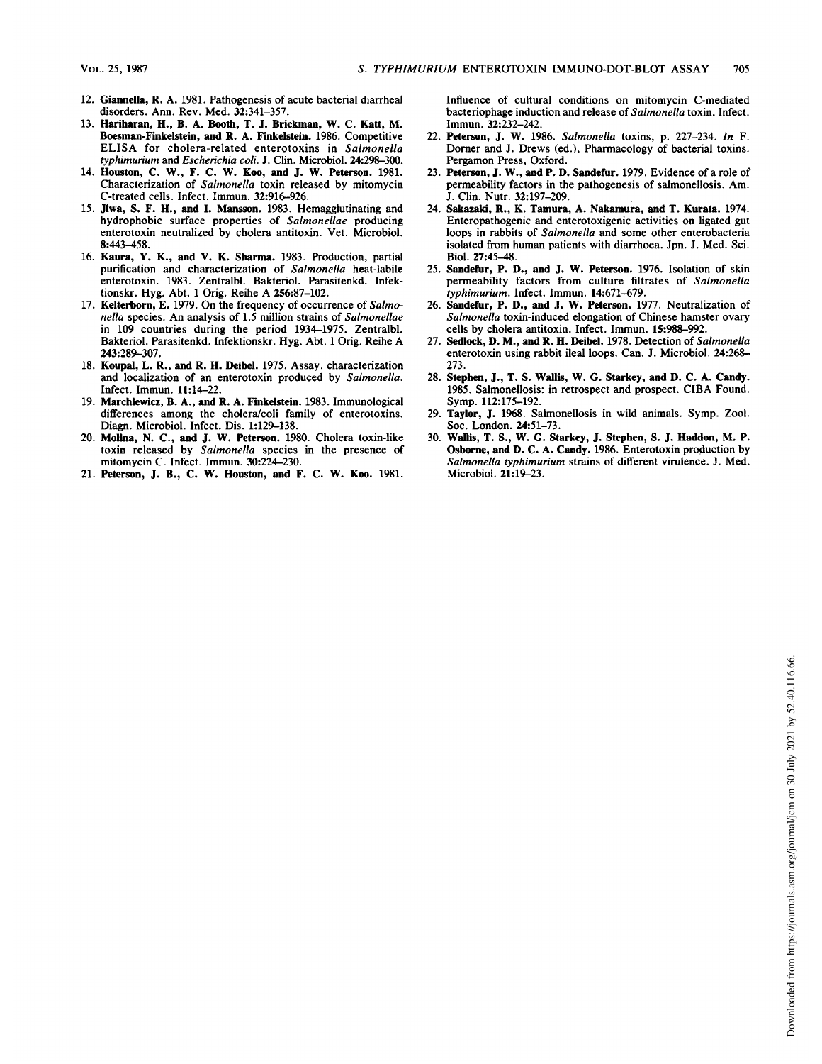12. **Giannella, R. A.** 1981. Pathogenesis of acute bacterial diarrheal disorders. Ann. Rev. Med. **32**:341–357.
13. **Hariharan, H., B. A. Booth, T. J. Brickman, W. C. Katt, M. Boesman-Finkelstein, and R. A. Finkelstein.** 1986. Competitive ELISA for cholera-related enterotoxins in *Salmonella typhimurium* and *Escherichia coli*. J. Clin. Microbiol. **24**:298–300.
14. **Houston, C. W., F. C. W. Koo, and J. W. Peterson.** 1981. Characterization of *Salmonella* toxin released by mitomycin C-treated cells. Infect. Immun. **32**:916–926.
15. **Jiwa, S. F. H., and I. Mansson.** 1983. Hemagglutinating and hydrophobic surface properties of *Salmonellae* producing enterotoxin neutralized by cholera antitoxin. Vet. Microbiol. **8**:443–458.
16. **Kaura, Y. K., and V. K. Sharma.** 1983. Production, partial purification and characterization of *Salmonella* heat-labile enterotoxin. 1983. Zentralbl. Bakteriol. Parasitenkd. Infektionskr. Hyg. Abt. 1 Orig. Reihe A **256**:87–102.
17. **Kelterborn, E.** 1979. On the frequency of occurrence of *Salmonella* species. An analysis of 1.5 million strains of *Salmonellae* in 109 countries during the period 1934–1975. Zentralbl. Bakteriol. Parasitenkd. Infektionskr. Hyg. Abt. 1 Orig. Reihe A **243**:289–307.
18. **Koupal, L. R., and R. H. Deibel.** 1975. Assay, characterization and localization of an enterotoxin produced by *Salmonella*. Infect. Immun. **11**:14–22.
19. **Marchlewicz, B. A., and R. A. Finkelstein.** 1983. Immunological differences among the cholera/coli family of enterotoxins. Diagn. Microbiol. Infect. Dis. **1**:129–138.
20. **Molina, N. C., and J. W. Peterson.** 1980. Cholera toxin-like toxin released by *Salmonella* species in the presence of mitomycin C. Infect. Immun. **30**:224–230.
21. **Peterson, J. B., C. W. Houston, and F. C. W. Koo.** 1981. Influence of cultural conditions on mitomycin C-mediated bacteriophage induction and release of *Salmonella* toxin. Infect. Immun. **32**:232–242.
22. **Peterson, J. W.** 1986. *Salmonella* toxins, p. 227–234. *In* F. Dorner and J. Drews (ed.), Pharmacology of bacterial toxins. Pergamon Press, Oxford.
23. **Peterson, J. W., and P. D. Sandefur.** 1979. Evidence of a role of permeability factors in the pathogenesis of salmonellosis. Am. J. Clin. Nutr. **32**:197–209.
24. **Sakazaki, R., K. Tamura, A. Nakamura, and T. Kurata.** 1974. Enteropathogenic and enterotoxigenic activities on ligated gut loops in rabbits of *Salmonella* and some other enterobacteria isolated from human patients with diarrhoea. Jpn. J. Med. Sci. Biol. **27**:45–48.
25. **Sandefur, P. D., and J. W. Peterson.** 1976. Isolation of skin permeability factors from culture filtrates of *Salmonella typhimurium*. Infect. Immun. **14**:671–679.
26. **Sandefur, P. D., and J. W. Peterson.** 1977. Neutralization of *Salmonella* toxin-induced elongation of Chinese hamster ovary cells by cholera antitoxin. Infect. Immun. **15**:988–992.
27. **Sedlock, D. M., and R. H. Deibel.** 1978. Detection of *Salmonella* enterotoxin using rabbit ileal loops. Can. J. Microbiol. **24**:268–273.
28. **Stephen, J., T. S. Wallis, W. G. Starkey, and D. C. A. Candy.** 1985. Salmonellosis: in retrospect and prospect. CIBA Found. Symp. **112**:175–192.
29. **Taylor, J.** 1968. Salmonellosis in wild animals. Symp. Zool. Soc. London. **24**:51–73.
30. **Wallis, T. S., W. G. Starkey, J. Stephen, S. J. Haddon, M. P. Osborne, and D. C. A. Candy.** 1986. Enterotoxin production by *Salmonella typhimurium* strains of different virulence. J. Med. Microbiol. **21**:19–23.